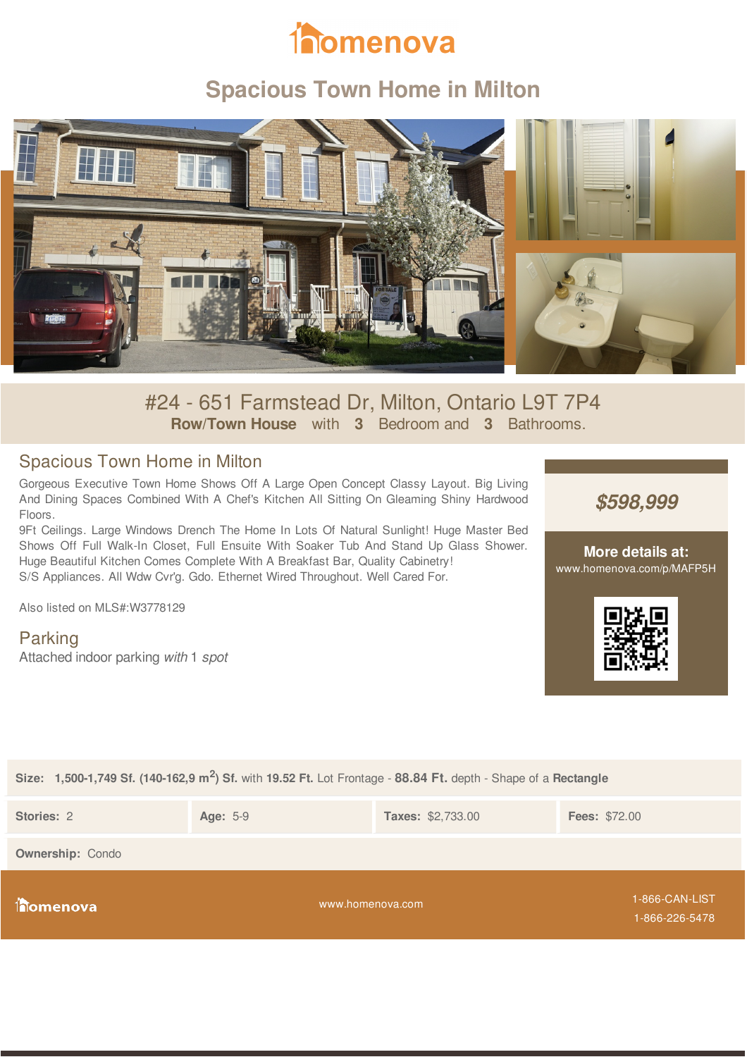homenova

# Spacious Town Home in Milton

## #24 - 651 Farmstead Dr, Milton, Ontario L9T 7P4

**Row/Town House** with **3** Bedroom and **3** Bathrooms.

## Spacious Town Home in Milton

Gorgeous Executive Town Home Shows Off A Large Open Concept Classy Layout. Big Living And Dining Spaces Combined With A Chef's Kitchen All Sitting On Gleaming Shiny Hardwood Floors.
9Ft Ceilings. Large Windows Drench The Home In Lots Of Natural Sunlight! Huge Master Bed Shows Off Full Walk-In Closet, Full Ensuite With Soaker Tub And Stand Up Glass Shower. Huge Beautiful Kitchen Comes Complete With A Breakfast Bar, Quality Cabinetry!
S/S Appliances. All Wdw Cvr'g. Gdo. Ethernet Wired Throughout. Well Cared For.

Also listed on MLS#:W3778129

## Parking

Attached indoor parking *with* 1 *spot*

***$598,999***

**More details at:**
www.homenova.com/p/MAFP5H

**Size:** **1,500-1,749 Sf. (140-162,9 m$^2$) Sf.** with **19.52 Ft.** Lot Frontage - **88.84 Ft.** depth - Shape of a **Rectangle**

| **Stories:** 2 | **Age:** 5-9 | **Taxes:** $2,733.00 | **Fees:** $72.00 |
|---|---|---|---|

**Ownership:** Condo

homenova www.homenova.com 1-866-CAN-LIST 1-866-226-5478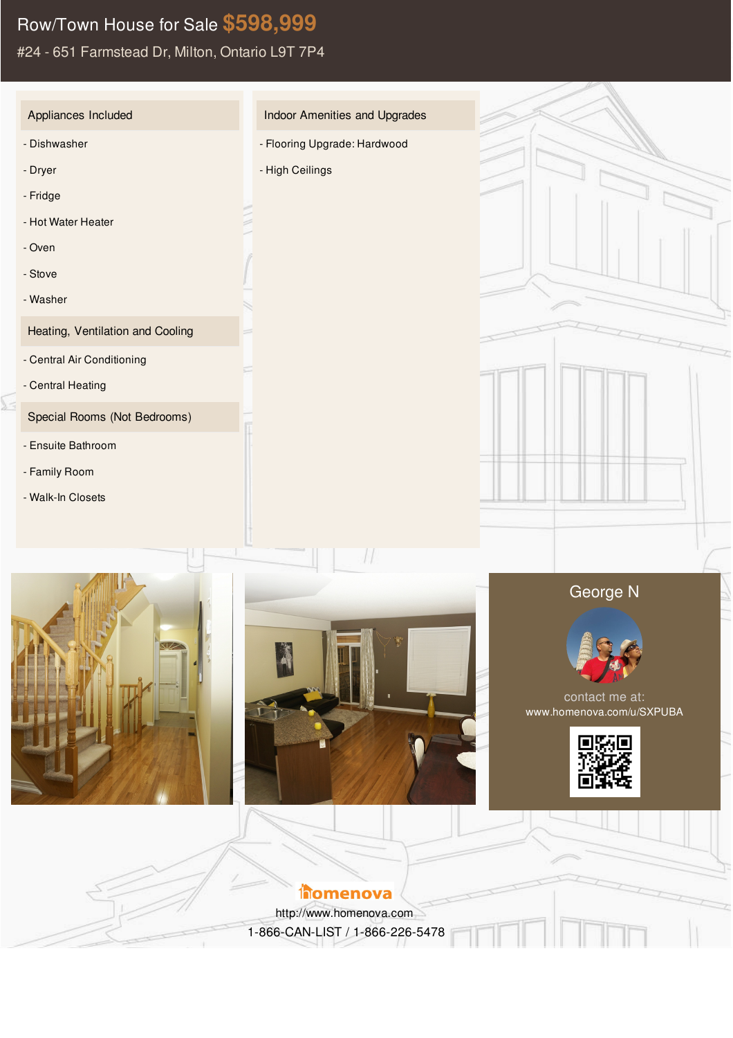# Row/Town House for Sale $598,999

#24 - 651 Farmstead Dr, Milton, Ontario L9T 7P4

## Appliances Included

- Dishwasher
- Dryer
- Fridge
- Hot Water Heater
- Oven
- Stove
- Washer

## Heating, Ventilation and Cooling

- Central Air Conditioning
- Central Heating

## Special Rooms (Not Bedrooms)

- Ensuite Bathroom
- Family Room
- Walk-In Closets

## Indoor Amenities and Upgrades

- Flooring Upgrade: Hardwood
- High Ceilings

George N

contact me at:
www.homenova.com/u/SXPUBA

homenova
http://www.homenova.com
1-866-CAN-LIST / 1-866-226-5478